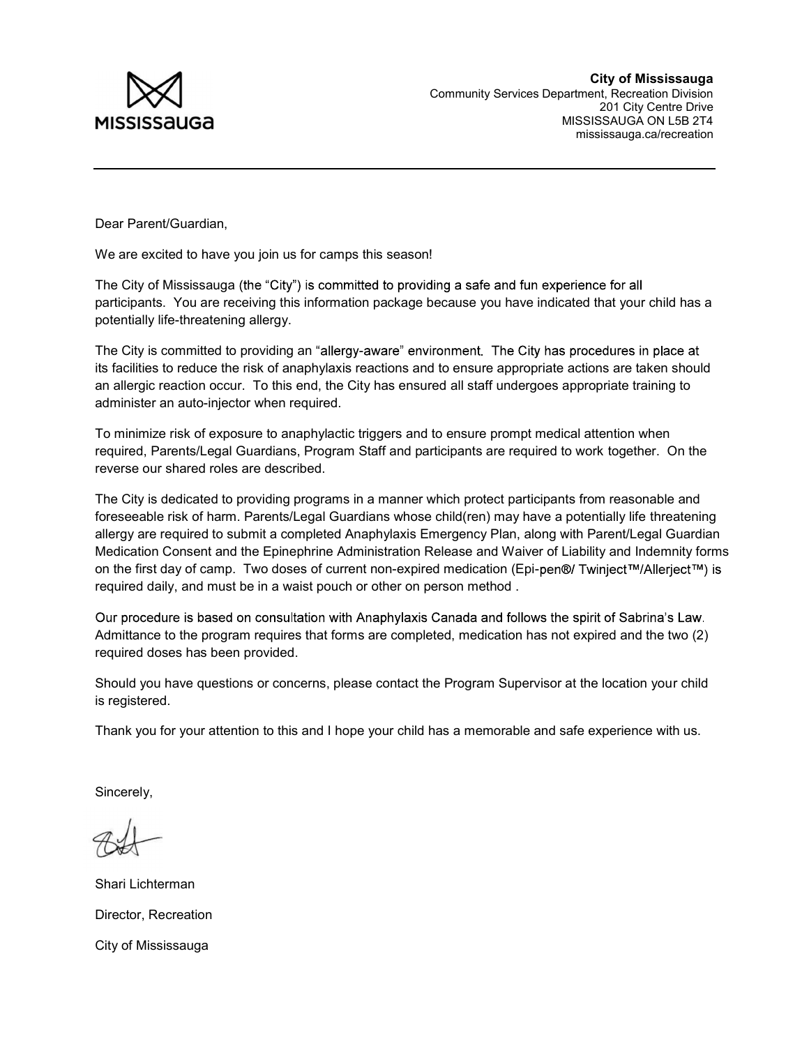MISSISSAUGA

**City of Mississauga**
Community Services Department, Recreation Division
201 City Centre Drive
MISSISSAUGA ON L5B 2T4
mississauga.ca/recreation

---

Dear Parent/Guardian,

We are excited to have you join us for camps this season!

The City of Mississauga (the "City") is committed to providing a safe and fun experience for all participants. You are receiving this information package because you have indicated that your child has a potentially life-threatening allergy.

The City is committed to providing an "allergy-aware" environment. The City has procedures in place at its facilities to reduce the risk of anaphylaxis reactions and to ensure appropriate actions are taken should an allergic reaction occur. To this end, the City has ensured all staff undergoes appropriate training to administer an auto-injector when required.

To minimize risk of exposure to anaphylactic triggers and to ensure prompt medical attention when required, Parents/Legal Guardians, Program Staff and participants are required to work together. On the reverse our shared roles are described.

The City is dedicated to providing programs in a manner which protect participants from reasonable and foreseeable risk of harm. Parents/Legal Guardians whose child(ren) may have a potentially life threatening allergy are required to submit a completed Anaphylaxis Emergency Plan, along with Parent/Legal Guardian Medication Consent and the Epinephrine Administration Release and Waiver of Liability and Indemnity forms on the first day of camp. Two doses of current non-expired medication (Epi-pen®/ Twinject™/Allerject™) is required daily, and must be in a waist pouch or other on person method .

Our procedure is based on consultation with Anaphylaxis Canada and follows the spirit of Sabrina's Law. Admittance to the program requires that forms are completed, medication has not expired and the two (2) required doses has been provided.

Should you have questions or concerns, please contact the Program Supervisor at the location your child is registered.

Thank you for your attention to this and I hope your child has a memorable and safe experience with us.

Sincerely,

Shari Lichterman

Director, Recreation

City of Mississauga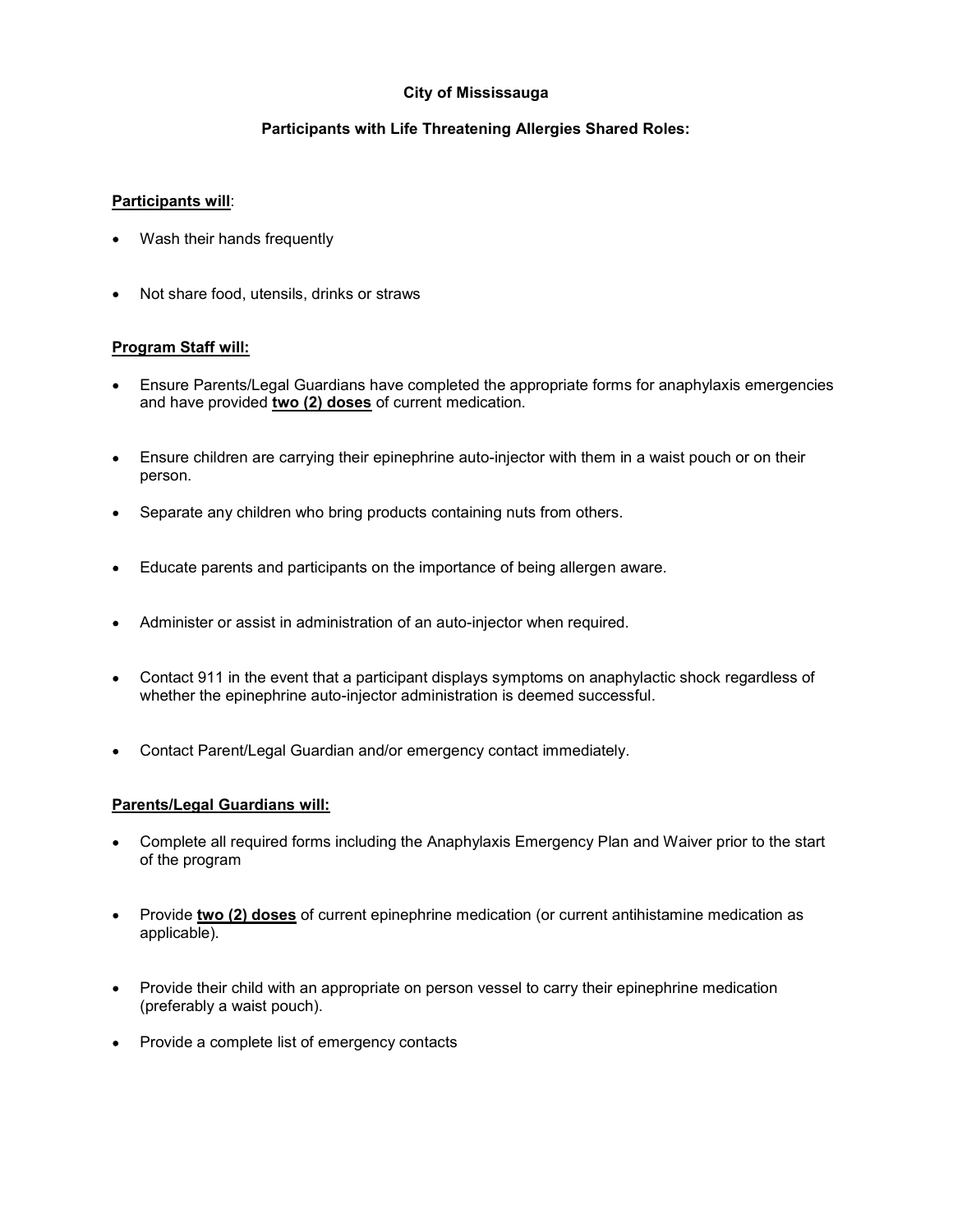**City of Mississauga**

**Participants with Life Threatening Allergies Shared Roles:**

<u>**Participants will**</u>:

- Wash their hands frequently
- Not share food, utensils, drinks or straws

<u>**Program Staff will:**</u>

- Ensure Parents/Legal Guardians have completed the appropriate forms for anaphylaxis emergencies and have provided <u>**two (2) doses**</u> of current medication.
- Ensure children are carrying their epinephrine auto-injector with them in a waist pouch or on their person.
- Separate any children who bring products containing nuts from others.
- Educate parents and participants on the importance of being allergen aware.
- Administer or assist in administration of an auto-injector when required.
- Contact 911 in the event that a participant displays symptoms on anaphylactic shock regardless of whether the epinephrine auto-injector administration is deemed successful.
- Contact Parent/Legal Guardian and/or emergency contact immediately.

<u>**Parents/Legal Guardians will:**</u>

- Complete all required forms including the Anaphylaxis Emergency Plan and Waiver prior to the start of the program
- Provide <u>**two (2) doses**</u> of current epinephrine medication (or current antihistamine medication as applicable).
- Provide their child with an appropriate on person vessel to carry their epinephrine medication (preferably a waist pouch).
- Provide a complete list of emergency contacts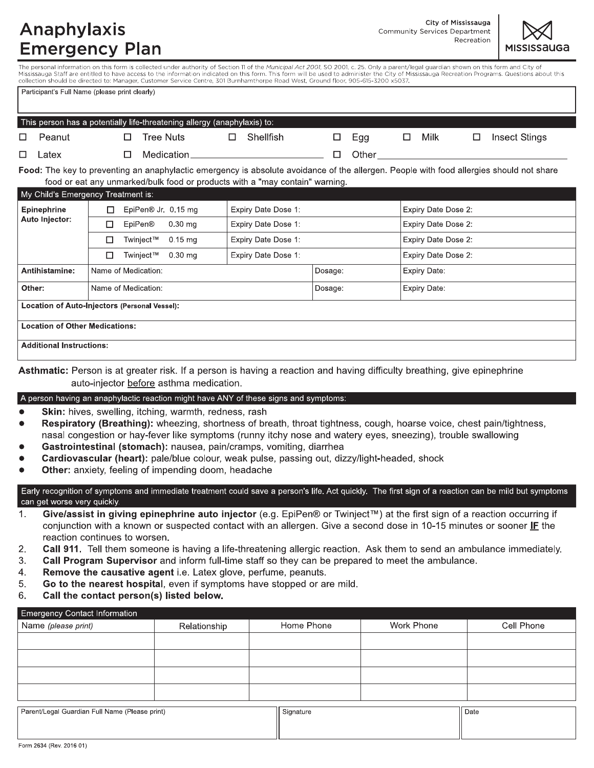# Anaphylaxis Emergency Plan

City of Mississauga
Community Services Department
Recreation

MISSISSAUGA

The personal information on this form is collected under authority of Section 11 of the *Municipal Act 2001*, SO 2001, c. 25. Only a parent/legal guardian shown on this form and City of Mississauga Staff are entitled to have access to the information indicated on this form. This form will be used to administer the City of Mississauga Recreation Programs. Questions about this collection should be directed to: Manager, Customer Service Centre, 301 Burnhamthorpe Road West, Ground floor, 905-615-3200 x5037.

Participant's Full Name (please print clearly)

**This person has a potentially life-threatening allergy (anaphylaxis) to:**

- ☐ Peanut
- ☐ Tree Nuts
- ☐ Shellfish
- ☐ Egg
- ☐ Milk
- ☐ Insect Stings
- ☐ Latex
- ☐ Medication ____________________
- ☐ Other ____________________

**Food:** The key to preventing an anaphylactic emergency is absolute avoidance of the allergen. People with food allergies should not share food or eat any unmarked/bulk food or products with a "may contain" warning.

| My Child's Emergency Treatment is: | | | | |
|---|---|---|---|---|
| **Epinephrine Auto Injector:** | ☐ EpiPen® Jr. 0.15 mg | Expiry Date Dose 1: | | Expiry Date Dose 2: |
| | ☐ EpiPen® 0.30 mg | Expiry Date Dose 1: | | Expiry Date Dose 2: |
| | ☐ Twinject™ 0.15 mg | Expiry Date Dose 1: | | Expiry Date Dose 2: |
| | ☐ Twinject™ 0.30 mg | Expiry Date Dose 1: | | Expiry Date Dose 2: |
| **Antihistamine:** | Name of Medication: | | Dosage: | Expiry Date: |
| **Other:** | Name of Medication: | | Dosage: | Expiry Date: |
| **Location of Auto-Injectors (Personal Vessel):** | | | | |
| **Location of Other Medications:** | | | | |
| **Additional Instructions:** | | | | |

**Asthmatic:** Person is at greater risk. If a person is having a reaction and having difficulty breathing, give epinephrine auto-injector before asthma medication.

**A person having an anaphylactic reaction might have ANY of these signs and symptoms:**

- **Skin:** hives, swelling, itching, warmth, redness, rash
- **Respiratory (Breathing):** wheezing, shortness of breath, throat tightness, cough, hoarse voice, chest pain/tightness, nasal congestion or hay-fever like symptoms (runny itchy nose and watery eyes, sneezing), trouble swallowing
- **Gastrointestinal (stomach):** nausea, pain/cramps, vomiting, diarrhea
- **Cardiovascular (heart):** pale/blue colour, weak pulse, passing out, dizzy/light-headed, shock
- **Other:** anxiety, feeling of impending doom, headache

**Early recognition of symptoms and immediate treatment could save a person's life. Act quickly. The first sign of a reaction can be mild but symptoms can get worse very quickly.**

1. **Give/assist in giving epinephrine auto injector** (e.g. EpiPen® or Twinject™) at the first sign of a reaction occurring if conjunction with a known or suspected contact with an allergen. Give a second dose in 10-15 minutes or sooner **IF** the reaction continues to worsen.
2. **Call 911.** Tell them someone is having a life-threatening allergic reaction. Ask them to send an ambulance immediately.
3. **Call Program Supervisor** and inform full-time staff so they can be prepared to meet the ambulance.
4. **Remove the causative agent** i.e. Latex glove, perfume, peanuts.
5. **Go to the nearest hospital**, even if symptoms have stopped or are mild.
6. **Call the contact person(s) listed below.**

| Emergency Contact Information | | | | |
|---|---|---|---|---|
| Name *(please print)* | Relationship | Home Phone | Work Phone | Cell Phone |
| | | | | |
| | | | | |
| | | | | |
| | | | | |

| Parent/Legal Guardian Full Name (Please print) | Signature | Date |
|---|---|---|
| | | |

Form 2634 (Rev. 2016 01)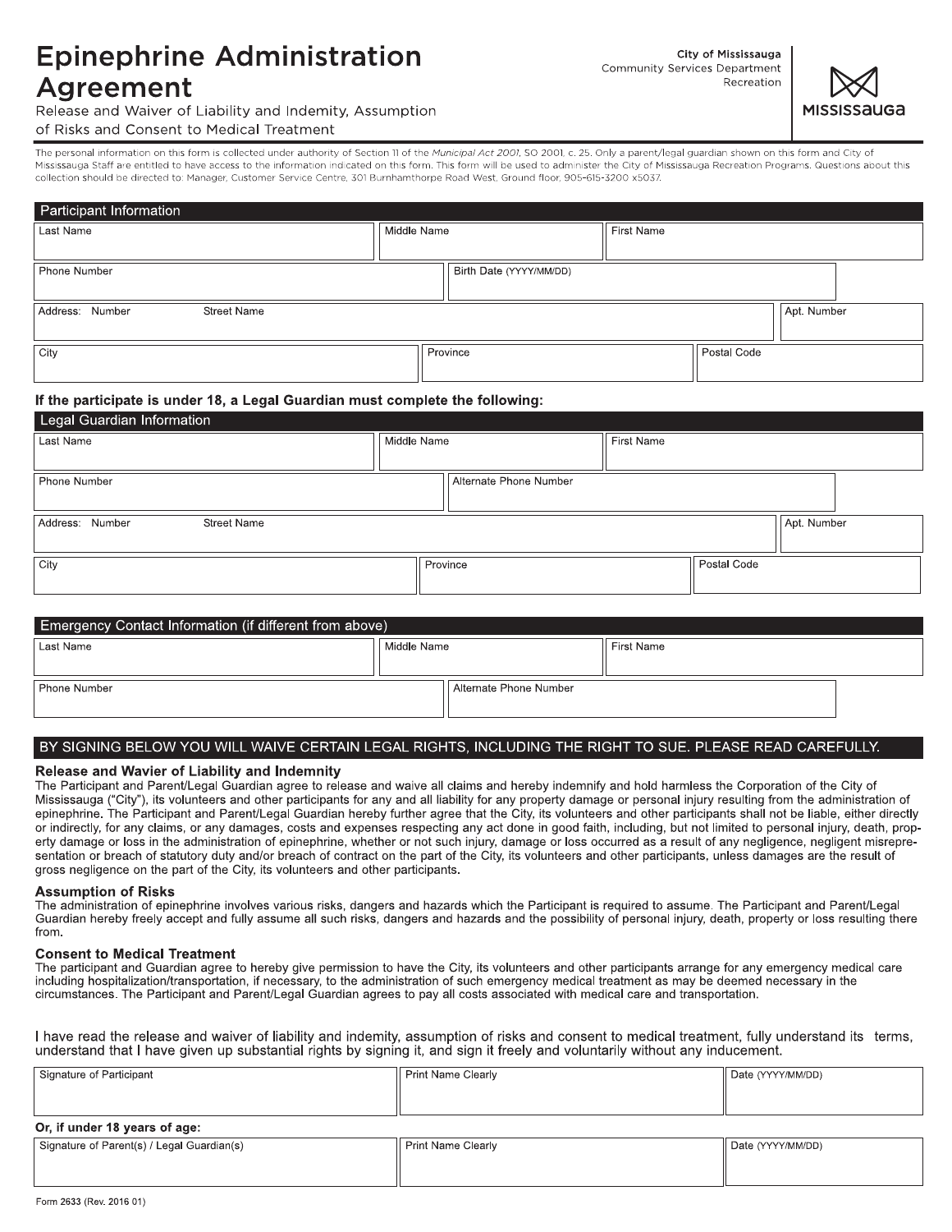# Epinephrine Administration Agreement

City of Mississauga
Community Services Department
Recreation

MISSISSAUGA

Release and Waiver of Liability and Indemity, Assumption of Risks and Consent to Medical Treatment

The personal information on this form is collected under authority of Section 11 of the *Municipal Act 2001*, SO 2001, c. 25. Only a parent/legal guardian shown on this form and City of Mississauga Staff are entitled to have access to the information indicated on this form. This form will be used to administer the City of Mississauga Recreation Programs. Questions about this collection should be directed to: Manager, Customer Service Centre, 301 Burnhamthorpe Road West, Ground floor, 905-615-3200 x5037.

## Participant Information

| Last Name | Middle Name | First Name |
|---|---|---|
| | | |

| Phone Number | Birth Date (YYYY/MM/DD) |
|---|---|
| | |

| Address: Number | Street Name | Apt. Number |
|---|---|---|
| | | |

| City | Province | Postal Code |
|---|---|---|
| | | |

**If the participate is under 18, a Legal Guardian must complete the following:**

## Legal Guardian Information

| Last Name | Middle Name | First Name |
|---|---|---|
| | | |

| Phone Number | Alternate Phone Number |
|---|---|
| | |

| Address: Number | Street Name | Apt. Number |
|---|---|---|
| | | |

| City | Province | Postal Code |
|---|---|---|
| | | |

## Emergency Contact Information (if different from above)

| Last Name | Middle Name | First Name |
|---|---|---|
| | | |

| Phone Number | Alternate Phone Number |
|---|---|
| | |

## BY SIGNING BELOW YOU WILL WAIVE CERTAIN LEGAL RIGHTS, INCLUDING THE RIGHT TO SUE. PLEASE READ CAREFULLY.

### Release and Wavier of Liability and Indemnity

The Participant and Parent/Legal Guardian agree to release and waive all claims and hereby indemnify and hold harmless the Corporation of the City of Mississauga ("City"), its volunteers and other participants for any and all liability for any property damage or personal injury resulting from the administration of epinephrine. The Participant and Parent/Legal Guardian hereby further agree that the City, its volunteers and other participants shall not be liable, either directly or indirectly, for any claims, or any damages, costs and expenses respecting any act done in good faith, including, but not limited to personal injury, death, property damage or loss in the administration of epinephrine, whether or not such injury, damage or loss occurred as a result of any negligence, negligent misrepresentation or breach of statutory duty and/or breach of contract on the part of the City, its volunteers and other participants, unless damages are the result of gross negligence on the part of the City, its volunteers and other participants.

### Assumption of Risks

The administration of epinephrine involves various risks, dangers and hazards which the Participant is required to assume. The Participant and Parent/Legal Guardian hereby freely accept and fully assume all such risks, dangers and hazards and the possibility of personal injury, death, property or loss resulting there from.

### Consent to Medical Treatment

The participant and Guardian agree to hereby give permission to have the City, its volunteers and other participants arrange for any emergency medical care including hospitalization/transportation, if necessary, to the administration of such emergency medical treatment as may be deemed necessary in the circumstances. The Participant and Parent/Legal Guardian agrees to pay all costs associated with medical care and transportation.

I have read the release and waiver of liability and indemity, assumption of risks and consent to medical treatment, fully understand its terms, understand that I have given up substantial rights by signing it, and sign it freely and voluntarily without any inducement.

| Signature of Participant | Print Name Clearly | Date (YYYY/MM/DD) |
|---|---|---|
| | | |

**Or, if under 18 years of age:**

| Signature of Parent(s) / Legal Guardian(s) | Print Name Clearly | Date (YYYY/MM/DD) |
|---|---|---|
| | | |

Form 2633 (Rev. 2016 01)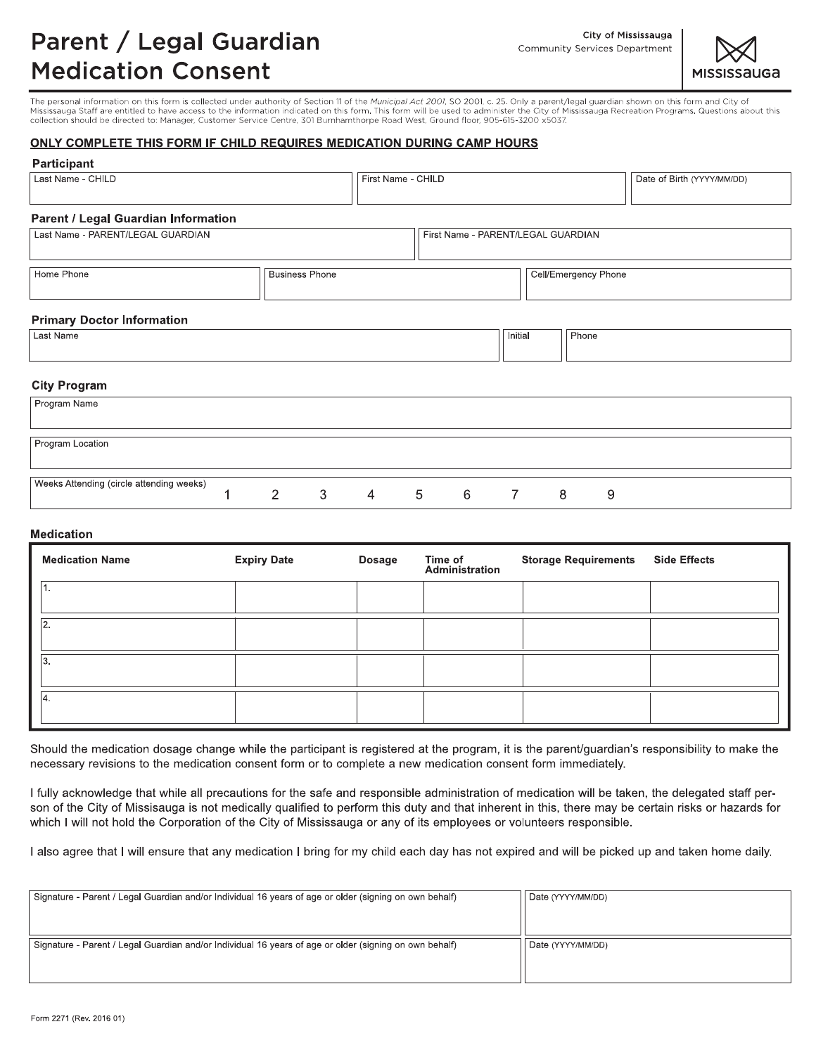# Parent / Legal Guardian Medication Consent

City of Mississauga
Community Services Department

MISSISSAUGA

The personal information on this form is collected under authority of Section 11 of the *Municipal Act 2001*, SO 2001, c. 25. Only a parent/legal guardian shown on this form and City of Mississauga Staff are entitled to have access to the information indicated on this form. This form will be used to administer the City of Mississauga Recreation Programs. Questions about this collection should be directed to: Manager, Customer Service Centre, 301 Burnhamthorpe Road West, Ground floor, 905-615-3200 x5037.

**ONLY COMPLETE THIS FORM IF CHILD REQUIRES MEDICATION DURING CAMP HOURS**

### Participant

| Last Name - CHILD | First Name - CHILD | Date of Birth (YYYY/MM/DD) |
|---|---|---|
| | | |

### Parent / Legal Guardian Information

| Last Name - PARENT/LEGAL GUARDIAN | First Name - PARENT/LEGAL GUARDIAN |
|---|---|
| | |

| Home Phone | Business Phone | Cell/Emergency Phone |
|---|---|---|
| | | |

### Primary Doctor Information

| Last Name | Initial | Phone |
|---|---|---|
| | | |

### City Program

Program Name

Program Location

Weeks Attending (circle attending weeks) 1 2 3 4 5 6 7 8 9

### Medication

| Medication Name | Expiry Date | Dosage | Time of Administration | Storage Requirements | Side Effects |
|---|---|---|---|---|---|
| 1. | | | | | |
| 2. | | | | | |
| 3. | | | | | |
| 4. | | | | | |

Should the medication dosage change while the participant is registered at the program, it is the parent/guardian's responsibility to make the necessary revisions to the medication consent form or to complete a new medication consent form immediately.

I fully acknowledge that while all precautions for the safe and responsible administration of medication will be taken, the delegated staff person of the City of Missisauga is not medically qualified to perform this duty and that inherent in this, there may be certain risks or hazards for which I will not hold the Corporation of the City of Mississauga or any of its employees or volunteers responsible.

I also agree that I will ensure that any medication I bring for my child each day has not expired and will be picked up and taken home daily.

| Signature - Parent / Legal Guardian and/or Individual 16 years of age or older (signing on own behalf) | Date (YYYY/MM/DD) |
|---|---|
| | |

| Signature - Parent / Legal Guardian and/or Individual 16 years of age or older (signing on own behalf) | Date (YYYY/MM/DD) |
|---|---|
| | |

Form 2271 (Rev. 2016 01)